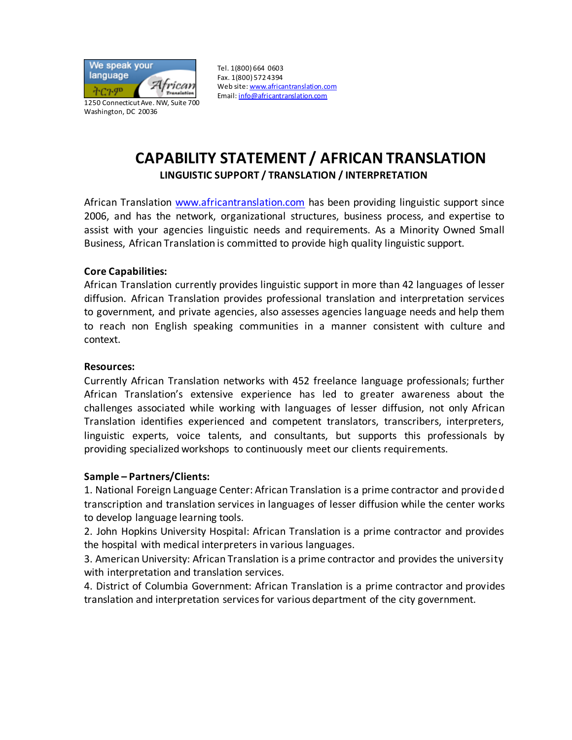We speak your language

ትርጉም

African Translation

1250 Connecticut Ave. NW, Suite 700
Washington, DC 20036

Tel. 1(800) 664 0603
Fax. 1(800) 572 4394
Web site: www.africantranslation.com
Email: info@africantranslation.com

# CAPABILITY STATEMENT / AFRICAN TRANSLATION

## LINGUISTIC SUPPORT / TRANSLATION / INTERPRETATION

African Translation www.africantranslation.com has been providing linguistic support since 2006, and has the network, organizational structures, business process, and expertise to assist with your agencies linguistic needs and requirements. As a Minority Owned Small Business, African Translation is committed to provide high quality linguistic support.

**Core Capabilities:**
African Translation currently provides linguistic support in more than 42 languages of lesser diffusion. African Translation provides professional translation and interpretation services to government, and private agencies, also assesses agencies language needs and help them to reach non English speaking communities in a manner consistent with culture and context.

**Resources:**
Currently African Translation networks with 452 freelance language professionals; further African Translation's extensive experience has led to greater awareness about the challenges associated while working with languages of lesser diffusion, not only African Translation identifies experienced and competent translators, transcribers, interpreters, linguistic experts, voice talents, and consultants, but supports this professionals by providing specialized workshops to continuously meet our clients requirements.

**Sample – Partners/Clients:**
1. National Foreign Language Center: African Translation is a prime contractor and provided transcription and translation services in languages of lesser diffusion while the center works to develop language learning tools.
2. John Hopkins University Hospital: African Translation is a prime contractor and provides the hospital with medical interpreters in various languages.
3. American University: African Translation is a prime contractor and provides the university with interpretation and translation services.
4. District of Columbia Government: African Translation is a prime contractor and provides translation and interpretation services for various department of the city government.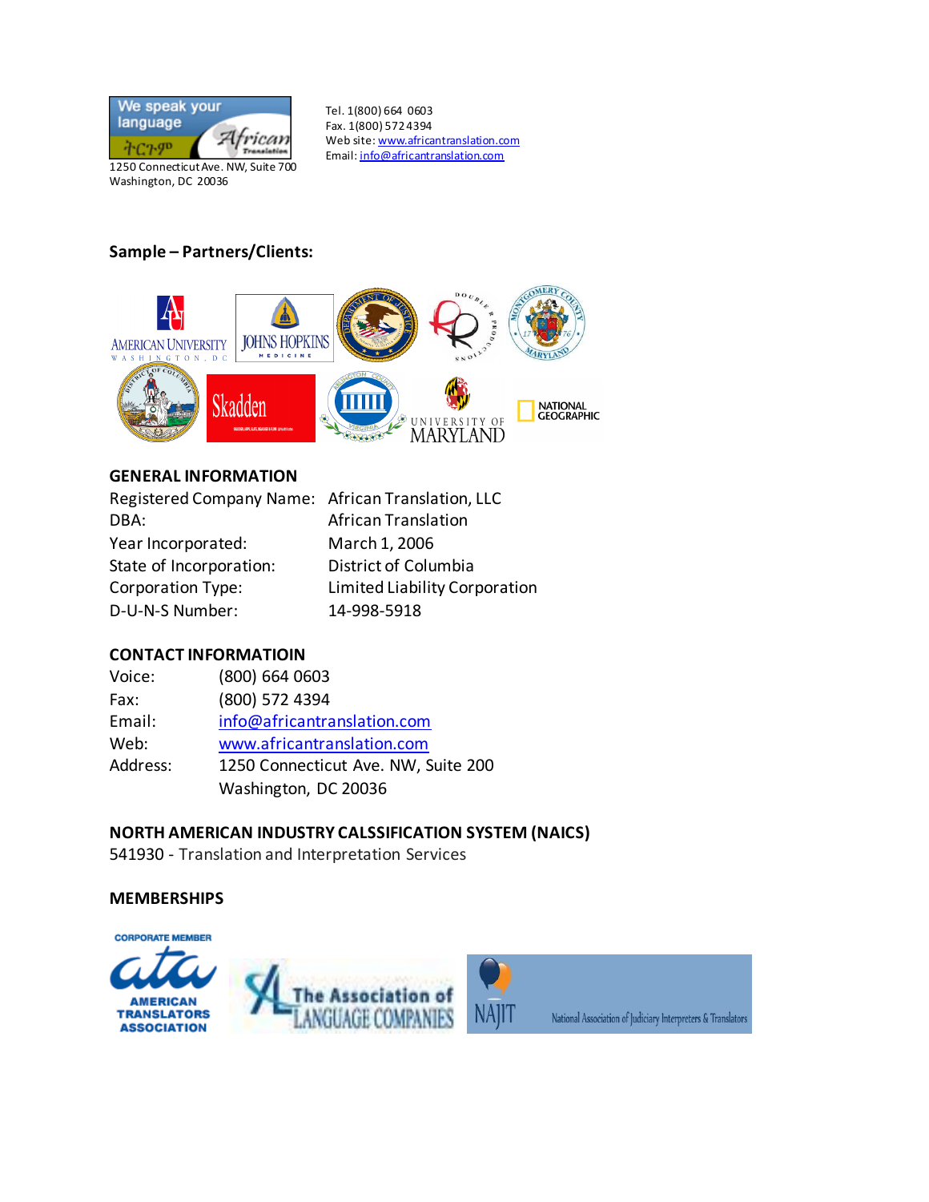We speak your language

African Translation

1250 Connecticut Ave. NW, Suite 700
Washington, DC 20036

Tel. 1(800) 664 0603
Fax. 1(800) 572 4394
Web site: www.africantranslation.com
Email: info@africantranslation.com

**Sample – Partners/Clients:**

AMERICAN UNIVERSITY WASHINGTON, DC

JOHNS HOPKINS MEDICINE

Skadden

UNIVERSITY OF MARYLAND

NATIONAL GEOGRAPHIC

### GENERAL INFORMATION

| | |
|---|---|
| Registered Company Name: | African Translation, LLC |
| DBA: | African Translation |
| Year Incorporated: | March 1, 2006 |
| State of Incorporation: | District of Columbia |
| Corporation Type: | Limited Liability Corporation |
| D-U-N-S Number: | 14-998-5918 |

### CONTACT INFORMATIOIN

| | |
|---|---|
| Voice: | (800) 664 0603 |
| Fax: | (800) 572 4394 |
| Email: | info@africantranslation.com |
| Web: | www.africantranslation.com |
| Address: | 1250 Connecticut Ave. NW, Suite 200<br>Washington, DC 20036 |

### NORTH AMERICAN INDUSTRY CALSSIFICATION SYSTEM (NAICS)

541930 - Translation and Interpretation Services

### MEMBERSHIPS

CORPORATE MEMBER ata AMERICAN TRANSLATORS ASSOCIATION

The Association of LANGUAGE COMPANIES

NAJIT National Association of Judiciary Interpreters & Translators